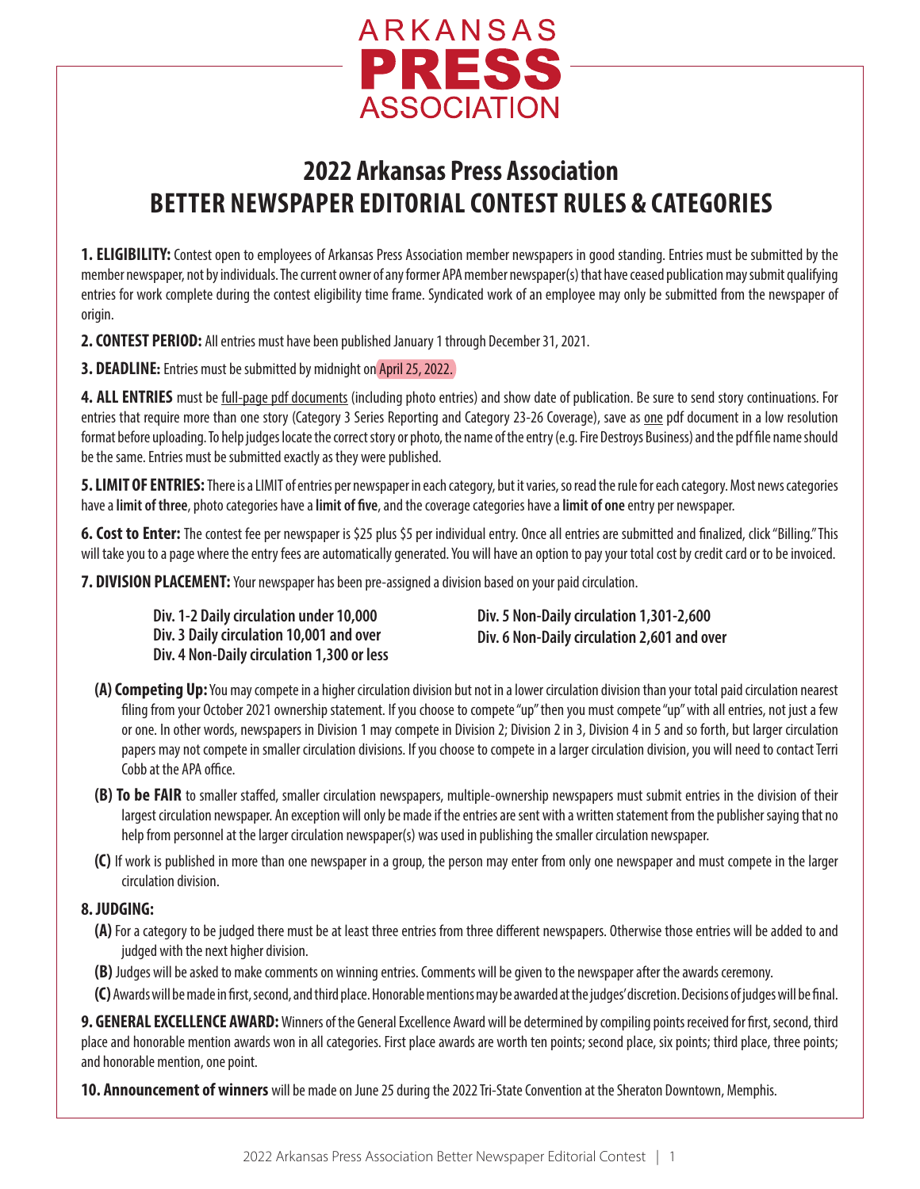ARKANSAS
PRESS
ASSOCIATION

# 2022 Arkansas Press Association
# BETTER NEWSPAPER EDITORIAL CONTEST RULES & CATEGORIES

**1. ELIGIBILITY:** Contest open to employees of Arkansas Press Association member newspapers in good standing. Entries must be submitted by the member newspaper, not by individuals. The current owner of any former APA member newspaper(s) that have ceased publication may submit qualifying entries for work complete during the contest eligibility time frame. Syndicated work of an employee may only be submitted from the newspaper of origin.

**2. CONTEST PERIOD:** All entries must have been published January 1 through December 31, 2021.

**3. DEADLINE:** Entries must be submitted by midnight on April 25, 2022.

**4. ALL ENTRIES** must be full-page pdf documents (including photo entries) and show date of publication. Be sure to send story continuations. For entries that require more than one story (Category 3 Series Reporting and Category 23-26 Coverage), save as one pdf document in a low resolution format before uploading. To help judges locate the correct story or photo, the name of the entry (e.g. Fire Destroys Business) and the pdf file name should be the same. Entries must be submitted exactly as they were published.

**5. LIMIT OF ENTRIES:** There is a LIMIT of entries per newspaper in each category, but it varies, so read the rule for each category. Most news categories have a **limit of three**, photo categories have a **limit of five**, and the coverage categories have a **limit of one** entry per newspaper.

**6. Cost to Enter:** The contest fee per newspaper is $25 plus $5 per individual entry. Once all entries are submitted and finalized, click "Billing." This will take you to a page where the entry fees are automatically generated. You will have an option to pay your total cost by credit card or to be invoiced.

**7. DIVISION PLACEMENT:** Your newspaper has been pre-assigned a division based on your paid circulation.

**Div. 1-2 Daily circulation under 10,000**
**Div. 3 Daily circulation 10,001 and over**
**Div. 4 Non-Daily circulation 1,300 or less**
**Div. 5 Non-Daily circulation 1,301-2,600**
**Div. 6 Non-Daily circulation 2,601 and over**

**(A) Competing Up:** You may compete in a higher circulation division but not in a lower circulation division than your total paid circulation nearest filing from your October 2021 ownership statement. If you choose to compete "up" then you must compete "up" with all entries, not just a few or one. In other words, newspapers in Division 1 may compete in Division 2; Division 2 in 3, Division 4 in 5 and so forth, but larger circulation papers may not compete in smaller circulation divisions. If you choose to compete in a larger circulation division, you will need to contact Terri Cobb at the APA office.

**(B) To be FAIR** to smaller staffed, smaller circulation newspapers, multiple-ownership newspapers must submit entries in the division of their largest circulation newspaper. An exception will only be made if the entries are sent with a written statement from the publisher saying that no help from personnel at the larger circulation newspaper(s) was used in publishing the smaller circulation newspaper.

**(C)** If work is published in more than one newspaper in a group, the person may enter from only one newspaper and must compete in the larger circulation division.

**8. JUDGING:**

**(A)** For a category to be judged there must be at least three entries from three different newspapers. Otherwise those entries will be added to and judged with the next higher division.

**(B)** Judges will be asked to make comments on winning entries. Comments will be given to the newspaper after the awards ceremony.

**(C)** Awards will be made in first, second, and third place. Honorable mentions may be awarded at the judges' discretion. Decisions of judges will be final.

**9. GENERAL EXCELLENCE AWARD:** Winners of the General Excellence Award will be determined by compiling points received for first, second, third place and honorable mention awards won in all categories. First place awards are worth ten points; second place, six points; third place, three points; and honorable mention, one point.

**10. Announcement of winners** will be made on June 25 during the 2022 Tri-State Convention at the Sheraton Downtown, Memphis.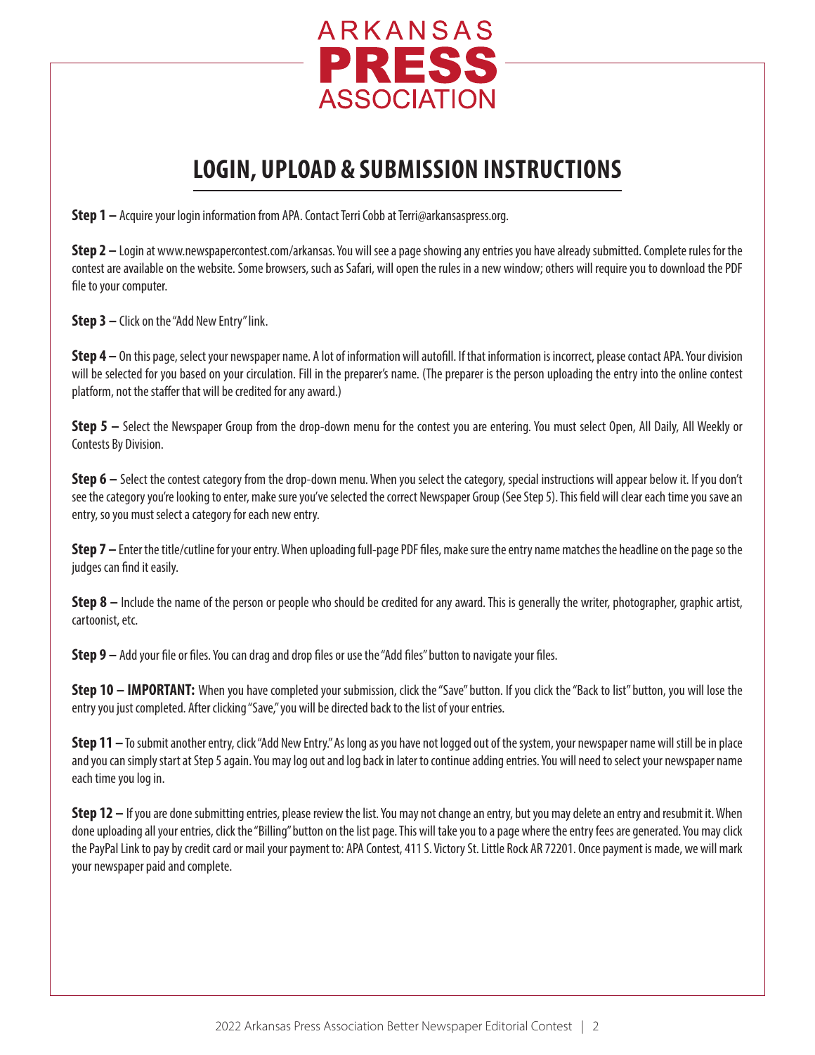# ARKANSAS PRESS ASSOCIATION

## LOGIN, UPLOAD & SUBMISSION INSTRUCTIONS

**Step 1 –** Acquire your login information from APA. Contact Terri Cobb at Terri@arkansaspress.org.

**Step 2 –** Login at www.newspapercontest.com/arkansas. You will see a page showing any entries you have already submitted. Complete rules for the contest are available on the website. Some browsers, such as Safari, will open the rules in a new window; others will require you to download the PDF file to your computer.

**Step 3 –** Click on the "Add New Entry" link.

**Step 4 –** On this page, select your newspaper name. A lot of information will autofill. If that information is incorrect, please contact APA. Your division will be selected for you based on your circulation. Fill in the preparer's name. (The preparer is the person uploading the entry into the online contest platform, not the staffer that will be credited for any award.)

**Step 5 –** Select the Newspaper Group from the drop-down menu for the contest you are entering. You must select Open, All Daily, All Weekly or Contests By Division.

**Step 6 –** Select the contest category from the drop-down menu. When you select the category, special instructions will appear below it. If you don't see the category you're looking to enter, make sure you've selected the correct Newspaper Group (See Step 5). This field will clear each time you save an entry, so you must select a category for each new entry.

**Step 7 –** Enter the title/cutline for your entry. When uploading full-page PDF files, make sure the entry name matches the headline on the page so the judges can find it easily.

**Step 8 –** Include the name of the person or people who should be credited for any award. This is generally the writer, photographer, graphic artist, cartoonist, etc.

**Step 9 –** Add your file or files. You can drag and drop files or use the "Add files" button to navigate your files.

**Step 10 – IMPORTANT:** When you have completed your submission, click the "Save" button. If you click the "Back to list" button, you will lose the entry you just completed. After clicking "Save," you will be directed back to the list of your entries.

**Step 11 –** To submit another entry, click "Add New Entry." As long as you have not logged out of the system, your newspaper name will still be in place and you can simply start at Step 5 again. You may log out and log back in later to continue adding entries. You will need to select your newspaper name each time you log in.

**Step 12 –** If you are done submitting entries, please review the list. You may not change an entry, but you may delete an entry and resubmit it. When done uploading all your entries, click the "Billing" button on the list page. This will take you to a page where the entry fees are generated. You may click the PayPal Link to pay by credit card or mail your payment to: APA Contest, 411 S. Victory St. Little Rock AR 72201. Once payment is made, we will mark your newspaper paid and complete.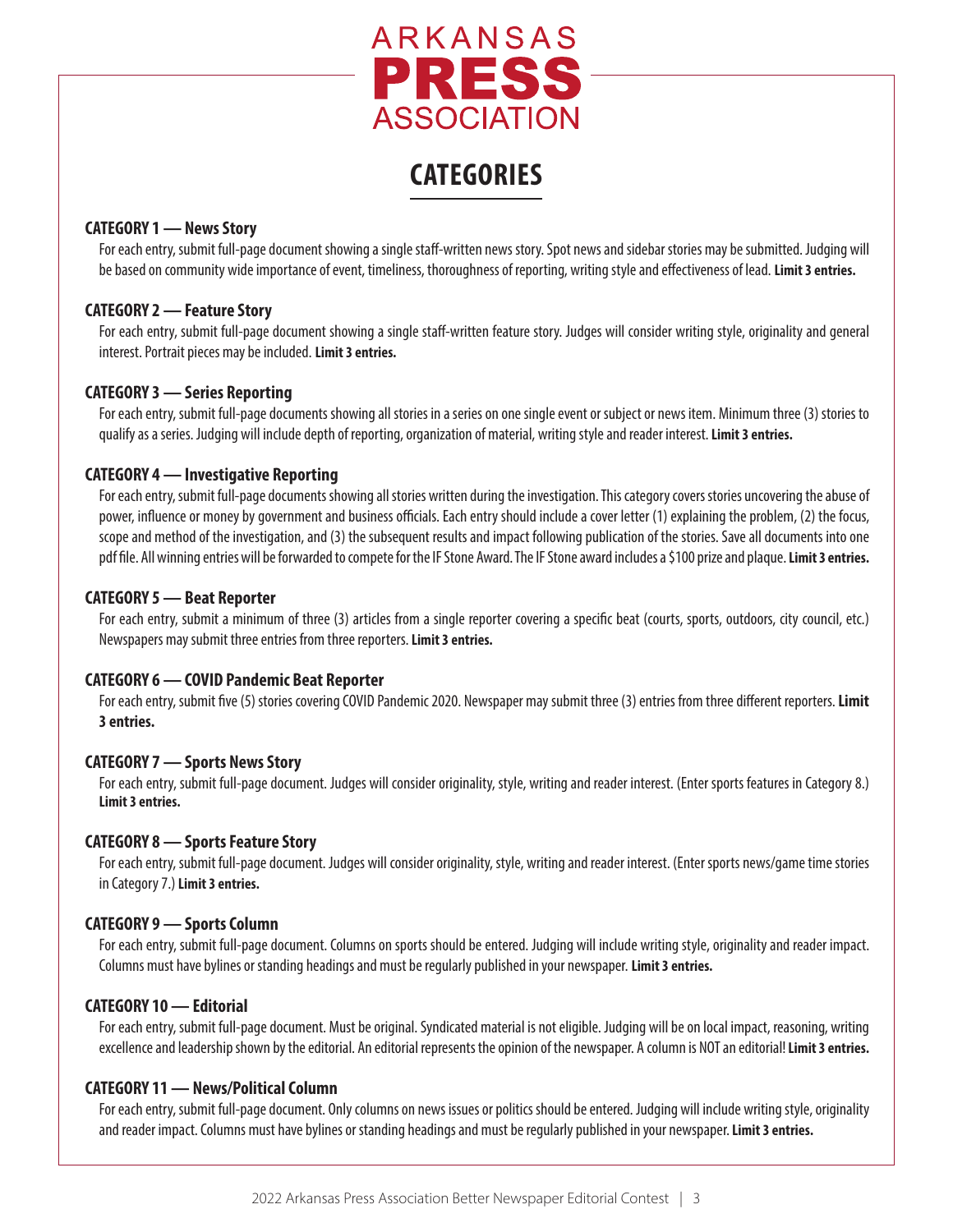ARKANSAS **PRESS** ASSOCIATION

# CATEGORIES

**CATEGORY 1 — News Story**

For each entry, submit full-page document showing a single staff-written news story. Spot news and sidebar stories may be submitted. Judging will be based on community wide importance of event, timeliness, thoroughness of reporting, writing style and effectiveness of lead. **Limit 3 entries.**

**CATEGORY 2 — Feature Story**

For each entry, submit full-page document showing a single staff-written feature story. Judges will consider writing style, originality and general interest. Portrait pieces may be included. **Limit 3 entries.**

**CATEGORY 3 — Series Reporting**

For each entry, submit full-page documents showing all stories in a series on one single event or subject or news item. Minimum three (3) stories to qualify as a series. Judging will include depth of reporting, organization of material, writing style and reader interest. **Limit 3 entries.**

**CATEGORY 4 — Investigative Reporting**

For each entry, submit full-page documents showing all stories written during the investigation. This category covers stories uncovering the abuse of power, influence or money by government and business officials. Each entry should include a cover letter (1) explaining the problem, (2) the focus, scope and method of the investigation, and (3) the subsequent results and impact following publication of the stories. Save all documents into one pdf file. All winning entries will be forwarded to compete for the IF Stone Award. The IF Stone award includes a $100 prize and plaque. **Limit 3 entries.**

**CATEGORY 5 — Beat Reporter**

For each entry, submit a minimum of three (3) articles from a single reporter covering a specific beat (courts, sports, outdoors, city council, etc.) Newspapers may submit three entries from three reporters. **Limit 3 entries.**

**CATEGORY 6 — COVID Pandemic Beat Reporter**

For each entry, submit five (5) stories covering COVID Pandemic 2020. Newspaper may submit three (3) entries from three different reporters. **Limit 3 entries.**

**CATEGORY 7 — Sports News Story**

For each entry, submit full-page document. Judges will consider originality, style, writing and reader interest. (Enter sports features in Category 8.) **Limit 3 entries.**

**CATEGORY 8 — Sports Feature Story**

For each entry, submit full-page document. Judges will consider originality, style, writing and reader interest. (Enter sports news/game time stories in Category 7.) **Limit 3 entries.**

**CATEGORY 9 — Sports Column**

For each entry, submit full-page document. Columns on sports should be entered. Judging will include writing style, originality and reader impact. Columns must have bylines or standing headings and must be regularly published in your newspaper. **Limit 3 entries.**

**CATEGORY 10 — Editorial**

For each entry, submit full-page document. Must be original. Syndicated material is not eligible. Judging will be on local impact, reasoning, writing excellence and leadership shown by the editorial. An editorial represents the opinion of the newspaper. A column is NOT an editorial! **Limit 3 entries.**

**CATEGORY 11 — News/Political Column**

For each entry, submit full-page document. Only columns on news issues or politics should be entered. Judging will include writing style, originality and reader impact. Columns must have bylines or standing headings and must be regularly published in your newspaper. **Limit 3 entries.**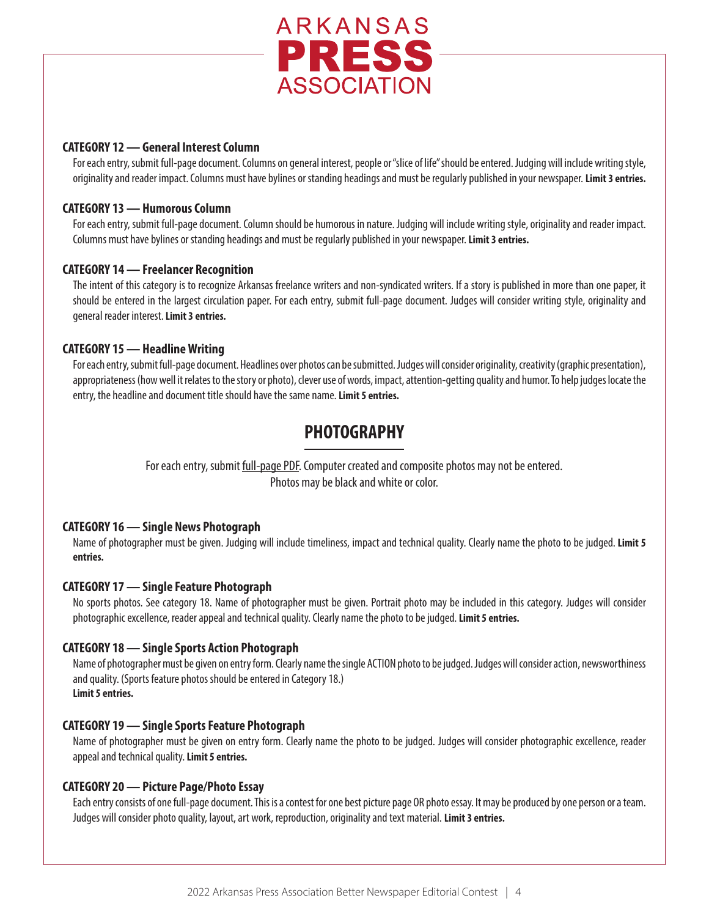### CATEGORY 12 — General Interest Column

For each entry, submit full-page document. Columns on general interest, people or "slice of life" should be entered. Judging will include writing style, originality and reader impact. Columns must have bylines or standing headings and must be regularly published in your newspaper. **Limit 3 entries.**

### CATEGORY 13 — Humorous Column

For each entry, submit full-page document. Column should be humorous in nature. Judging will include writing style, originality and reader impact. Columns must have bylines or standing headings and must be regularly published in your newspaper. **Limit 3 entries.**

### CATEGORY 14 — Freelancer Recognition

The intent of this category is to recognize Arkansas freelance writers and non-syndicated writers. If a story is published in more than one paper, it should be entered in the largest circulation paper. For each entry, submit full-page document. Judges will consider writing style, originality and general reader interest. **Limit 3 entries.**

### CATEGORY 15 — Headline Writing

For each entry, submit full-page document. Headlines over photos can be submitted. Judges will consider originality, creativity (graphic presentation), appropriateness (how well it relates to the story or photo), clever use of words, impact, attention-getting quality and humor. To help judges locate the entry, the headline and document title should have the same name. **Limit 5 entries.**

## PHOTOGRAPHY

For each entry, submit full-page PDF. Computer created and composite photos may not be entered. Photos may be black and white or color.

### CATEGORY 16 — Single News Photograph

Name of photographer must be given. Judging will include timeliness, impact and technical quality. Clearly name the photo to be judged. **Limit 5 entries.**

### CATEGORY 17 — Single Feature Photograph

No sports photos. See category 18. Name of photographer must be given. Portrait photo may be included in this category. Judges will consider photographic excellence, reader appeal and technical quality. Clearly name the photo to be judged. **Limit 5 entries.**

### CATEGORY 18 — Single Sports Action Photograph

Name of photographer must be given on entry form. Clearly name the single ACTION photo to be judged. Judges will consider action, newsworthiness and quality. (Sports feature photos should be entered in Category 18.)
**Limit 5 entries.**

### CATEGORY 19 — Single Sports Feature Photograph

Name of photographer must be given on entry form. Clearly name the photo to be judged. Judges will consider photographic excellence, reader appeal and technical quality. **Limit 5 entries.**

### CATEGORY 20 — Picture Page/Photo Essay

Each entry consists of one full-page document. This is a contest for one best picture page OR photo essay. It may be produced by one person or a team. Judges will consider photo quality, layout, art work, reproduction, originality and text material. **Limit 3 entries.**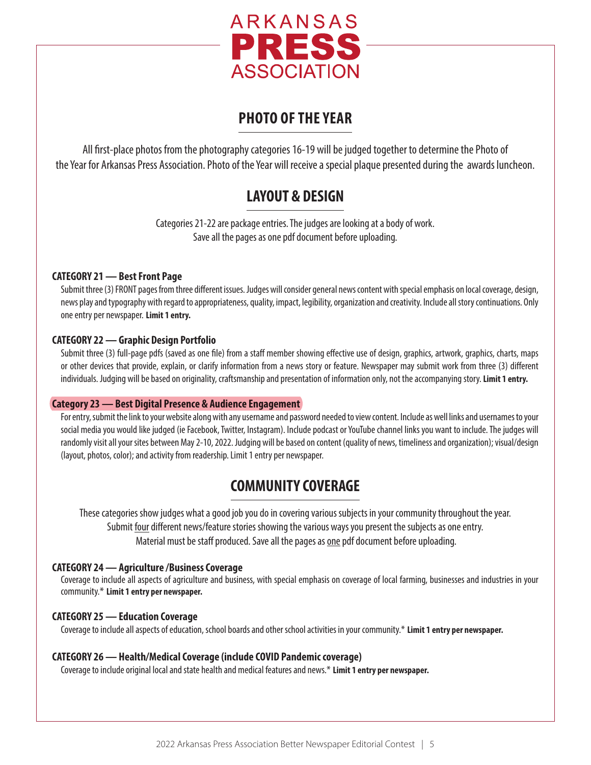# ARKANSAS PRESS ASSOCIATION

## PHOTO OF THE YEAR

All first-place photos from the photography categories 16-19 will be judged together to determine the Photo of the Year for Arkansas Press Association. Photo of the Year will receive a special plaque presented during the awards luncheon.

## LAYOUT & DESIGN

Categories 21-22 are package entries. The judges are looking at a body of work. Save all the pages as one pdf document before uploading.

### CATEGORY 21 — Best Front Page

Submit three (3) FRONT pages from three different issues. Judges will consider general news content with special emphasis on local coverage, design, news play and typography with regard to appropriateness, quality, impact, legibility, organization and creativity. Include all story continuations. Only one entry per newspaper. **Limit 1 entry.**

### CATEGORY 22 — Graphic Design Portfolio

Submit three (3) full-page pdfs (saved as one file) from a staff member showing effective use of design, graphics, artwork, graphics, charts, maps or other devices that provide, explain, or clarify information from a news story or feature. Newspaper may submit work from three (3) different individuals. Judging will be based on originality, craftsmanship and presentation of information only, not the accompanying story. **Limit 1 entry.**

### Category 23 — Best Digital Presence & Audience Engagement

For entry, submit the link to your website along with any username and password needed to view content. Include as well links and usernames to your social media you would like judged (ie Facebook, Twitter, Instagram). Include podcast or YouTube channel links you want to include. The judges will randomly visit all your sites between May 2-10, 2022. Judging will be based on content (quality of news, timeliness and organization); visual/design (layout, photos, color); and activity from readership. Limit 1 entry per newspaper.

## COMMUNITY COVERAGE

These categories show judges what a good job you do in covering various subjects in your community throughout the year. Submit four different news/feature stories showing the various ways you present the subjects as one entry. Material must be staff produced. Save all the pages as one pdf document before uploading.

### CATEGORY 24 — Agriculture /Business Coverage

Coverage to include all aspects of agriculture and business, with special emphasis on coverage of local farming, businesses and industries in your community.* **Limit 1 entry per newspaper.**

### CATEGORY 25 — Education Coverage

Coverage to include all aspects of education, school boards and other school activities in your community.* **Limit 1 entry per newspaper.**

### CATEGORY 26 — Health/Medical Coverage (include COVID Pandemic coverage)

Coverage to include original local and state health and medical features and news.* **Limit 1 entry per newspaper.**